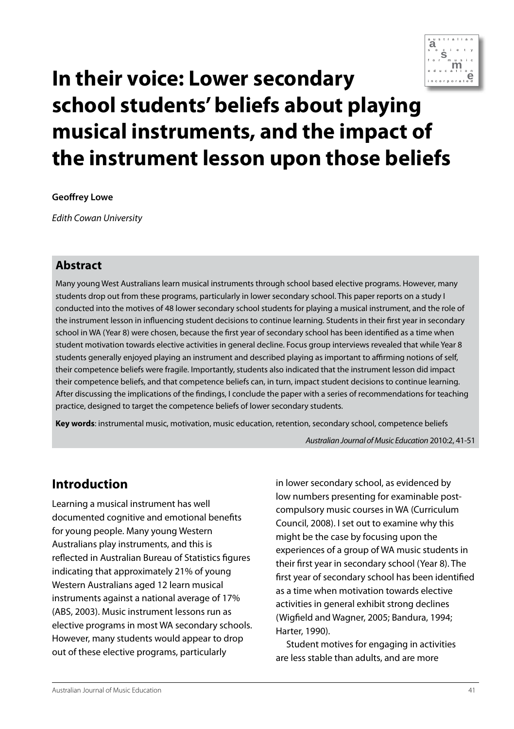# In their voice: Lower secondary school students' beliefs about playing musical instruments, and the impact of the instrument lesson upon those beliefs

**Geoffrey Lowe**

*Edith Cowan University*

## Abstract

Many young West Australians learn musical instruments through school based elective programs. However, many students drop out from these programs, particularly in lower secondary school. This paper reports on a study I conducted into the motives of 48 lower secondary school students for playing a musical instrument, and the role of the instrument lesson in influencing student decisions to continue learning. Students in their first year in secondary school in WA (Year 8) were chosen, because the first year of secondary school has been identified as a time when student motivation towards elective activities in general decline. Focus group interviews revealed that while Year 8 students generally enjoyed playing an instrument and described playing as important to affirming notions of self, their competence beliefs were fragile. Importantly, students also indicated that the instrument lesson did impact their competence beliefs, and that competence beliefs can, in turn, impact student decisions to continue learning. After discussing the implications of the findings, I conclude the paper with a series of recommendations for teaching practice, designed to target the competence beliefs of lower secondary students.

**Key words**: instrumental music, motivation, music education, retention, secondary school, competence beliefs

*Australian Journal of Music Education* 2010:2, 41-51

## Introduction

Learning a musical instrument has well documented cognitive and emotional benefits for young people. Many young Western Australians play instruments, and this is reflected in Australian Bureau of Statistics figures indicating that approximately 21% of young Western Australians aged 12 learn musical instruments against a national average of 17% (ABS, 2003). Music instrument lessons run as elective programs in most WA secondary schools. However, many students would appear to drop out of these elective programs, particularly in lower secondary school, as evidenced by low numbers presenting for examinable post-compulsory music courses in WA (Curriculum Council, 2008). I set out to examine why this might be the case by focusing upon the experiences of a group of WA music students in their first year in secondary school (Year 8). The first year of secondary school has been identified as a time when motivation towards elective activities in general exhibit strong declines (Wigfield and Wagner, 2005; Bandura, 1994; Harter, 1990).

Student motives for engaging in activities are less stable than adults, and are more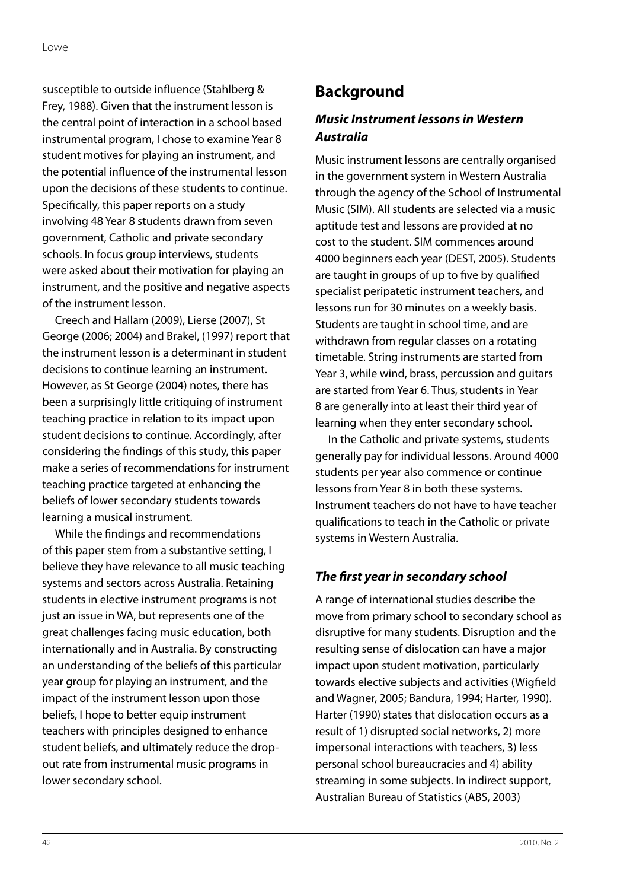susceptible to outside influence (Stahlberg & Frey, 1988). Given that the instrument lesson is the central point of interaction in a school based instrumental program, I chose to examine Year 8 student motives for playing an instrument, and the potential influence of the instrumental lesson upon the decisions of these students to continue. Specifically, this paper reports on a study involving 48 Year 8 students drawn from seven government, Catholic and private secondary schools. In focus group interviews, students were asked about their motivation for playing an instrument, and the positive and negative aspects of the instrument lesson.

Creech and Hallam (2009), Lierse (2007), St George (2006; 2004) and Brakel, (1997) report that the instrument lesson is a determinant in student decisions to continue learning an instrument. However, as St George (2004) notes, there has been a surprisingly little critiquing of instrument teaching practice in relation to its impact upon student decisions to continue. Accordingly, after considering the findings of this study, this paper make a series of recommendations for instrument teaching practice targeted at enhancing the beliefs of lower secondary students towards learning a musical instrument.

While the findings and recommendations of this paper stem from a substantive setting, I believe they have relevance to all music teaching systems and sectors across Australia. Retaining students in elective instrument programs is not just an issue in WA, but represents one of the great challenges facing music education, both internationally and in Australia. By constructing an understanding of the beliefs of this particular year group for playing an instrument, and the impact of the instrument lesson upon those beliefs, I hope to better equip instrument teachers with principles designed to enhance student beliefs, and ultimately reduce the drop-out rate from instrumental music programs in lower secondary school.

## Background

### *Music Instrument lessons in Western Australia*

Music instrument lessons are centrally organised in the government system in Western Australia through the agency of the School of Instrumental Music (SIM). All students are selected via a music aptitude test and lessons are provided at no cost to the student. SIM commences around 4000 beginners each year (DEST, 2005). Students are taught in groups of up to five by qualified specialist peripatetic instrument teachers, and lessons run for 30 minutes on a weekly basis. Students are taught in school time, and are withdrawn from regular classes on a rotating timetable. String instruments are started from Year 3, while wind, brass, percussion and guitars are started from Year 6. Thus, students in Year 8 are generally into at least their third year of learning when they enter secondary school.

In the Catholic and private systems, students generally pay for individual lessons. Around 4000 students per year also commence or continue lessons from Year 8 in both these systems. Instrument teachers do not have to have teacher qualifications to teach in the Catholic or private systems in Western Australia.

### *The first year in secondary school*

A range of international studies describe the move from primary school to secondary school as disruptive for many students. Disruption and the resulting sense of dislocation can have a major impact upon student motivation, particularly towards elective subjects and activities (Wigfield and Wagner, 2005; Bandura, 1994; Harter, 1990). Harter (1990) states that dislocation occurs as a result of 1) disrupted social networks, 2) more impersonal interactions with teachers, 3) less personal school bureaucracies and 4) ability streaming in some subjects. In indirect support, Australian Bureau of Statistics (ABS, 2003)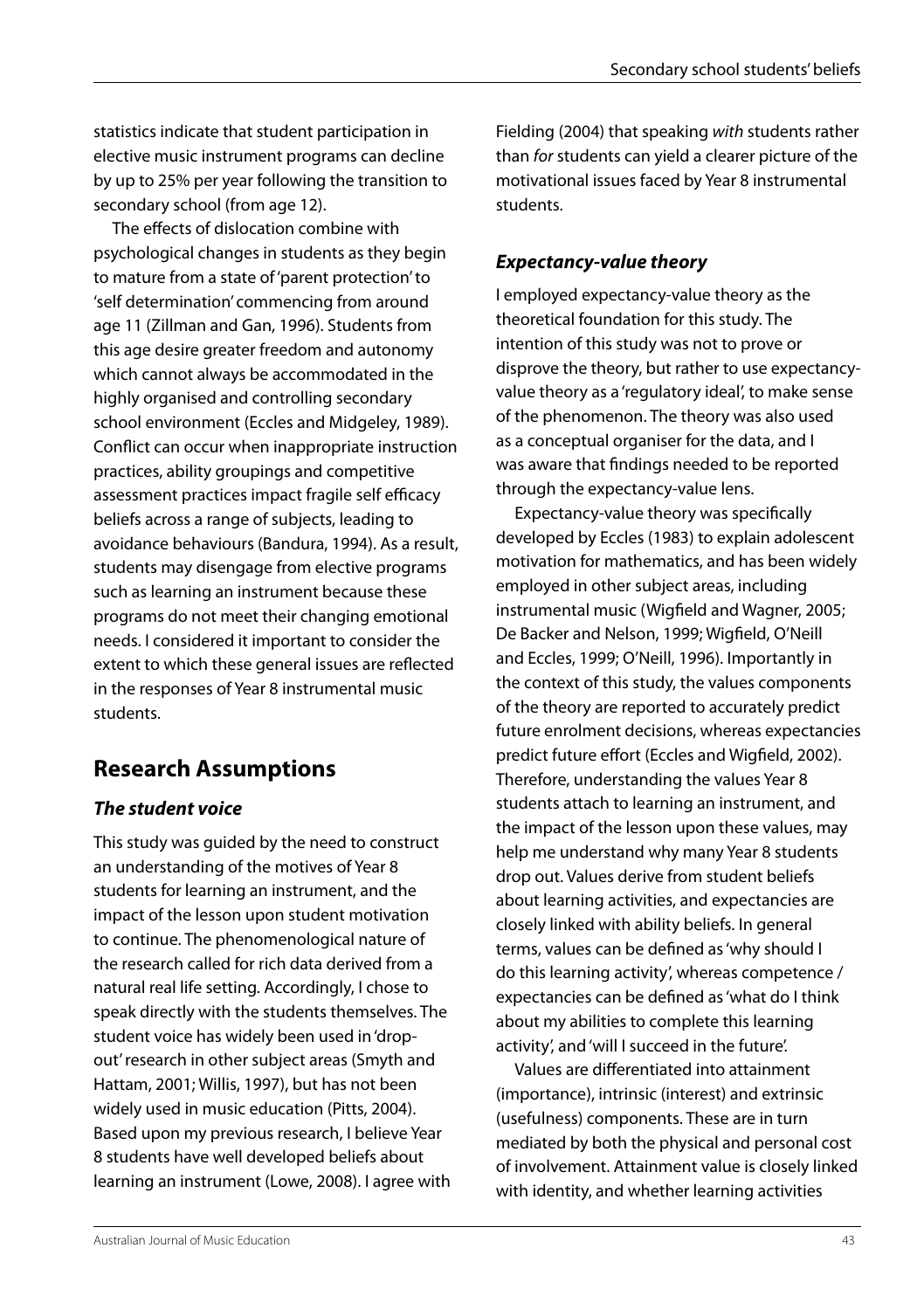statistics indicate that student participation in elective music instrument programs can decline by up to 25% per year following the transition to secondary school (from age 12).

The effects of dislocation combine with psychological changes in students as they begin to mature from a state of 'parent protection' to 'self determination' commencing from around age 11 (Zillman and Gan, 1996). Students from this age desire greater freedom and autonomy which cannot always be accommodated in the highly organised and controlling secondary school environment (Eccles and Midgeley, 1989). Conflict can occur when inappropriate instruction practices, ability groupings and competitive assessment practices impact fragile self efficacy beliefs across a range of subjects, leading to avoidance behaviours (Bandura, 1994). As a result, students may disengage from elective programs such as learning an instrument because these programs do not meet their changing emotional needs. I considered it important to consider the extent to which these general issues are reflected in the responses of Year 8 instrumental music students.

## Research Assumptions

### *The student voice*

This study was guided by the need to construct an understanding of the motives of Year 8 students for learning an instrument, and the impact of the lesson upon student motivation to continue. The phenomenological nature of the research called for rich data derived from a natural real life setting. Accordingly, I chose to speak directly with the students themselves. The student voice has widely been used in 'drop-out' research in other subject areas (Smyth and Hattam, 2001; Willis, 1997), but has not been widely used in music education (Pitts, 2004). Based upon my previous research, I believe Year 8 students have well developed beliefs about learning an instrument (Lowe, 2008). I agree with Fielding (2004) that speaking *with* students rather than *for* students can yield a clearer picture of the motivational issues faced by Year 8 instrumental students.

### *Expectancy-value theory*

I employed expectancy-value theory as the theoretical foundation for this study. The intention of this study was not to prove or disprove the theory, but rather to use expectancy-value theory as a 'regulatory ideal', to make sense of the phenomenon. The theory was also used as a conceptual organiser for the data, and I was aware that findings needed to be reported through the expectancy-value lens.

Expectancy-value theory was specifically developed by Eccles (1983) to explain adolescent motivation for mathematics, and has been widely employed in other subject areas, including instrumental music (Wigfield and Wagner, 2005; De Backer and Nelson, 1999; Wigfield, O'Neill and Eccles, 1999; O'Neill, 1996). Importantly in the context of this study, the values components of the theory are reported to accurately predict future enrolment decisions, whereas expectancies predict future effort (Eccles and Wigfield, 2002). Therefore, understanding the values Year 8 students attach to learning an instrument, and the impact of the lesson upon these values, may help me understand why many Year 8 students drop out. Values derive from student beliefs about learning activities, and expectancies are closely linked with ability beliefs. In general terms, values can be defined as 'why should I do this learning activity', whereas competence / expectancies can be defined as 'what do I think about my abilities to complete this learning activity', and 'will I succeed in the future'.

Values are differentiated into attainment (importance), intrinsic (interest) and extrinsic (usefulness) components. These are in turn mediated by both the physical and personal cost of involvement. Attainment value is closely linked with identity, and whether learning activities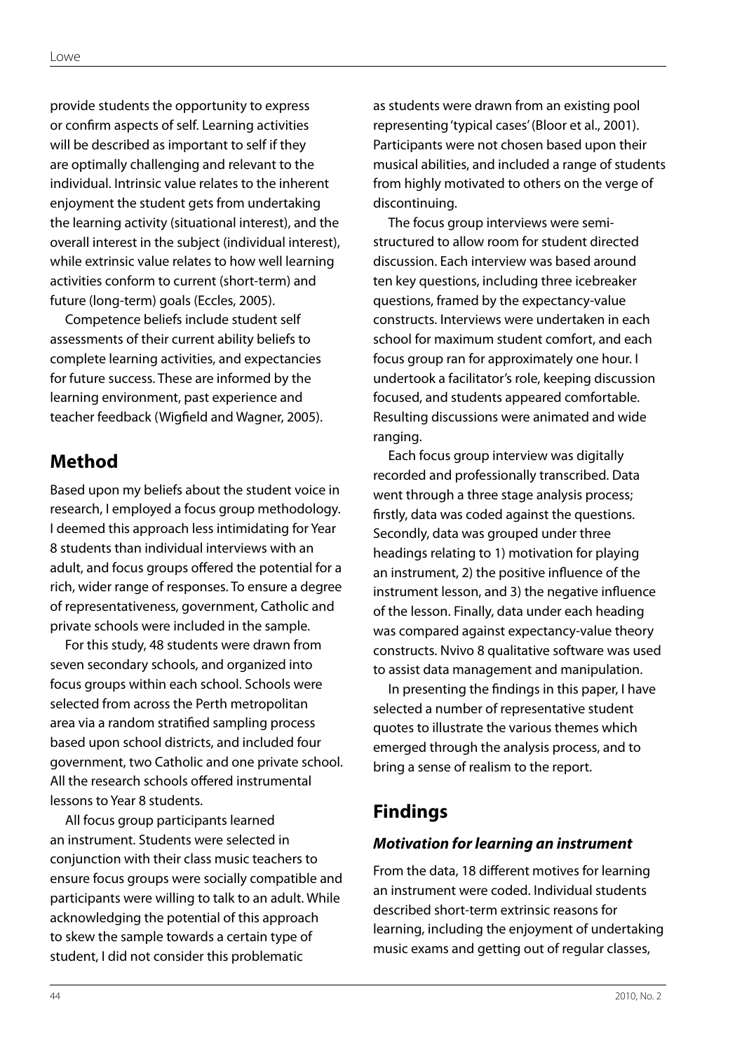provide students the opportunity to express or confirm aspects of self. Learning activities will be described as important to self if they are optimally challenging and relevant to the individual. Intrinsic value relates to the inherent enjoyment the student gets from undertaking the learning activity (situational interest), and the overall interest in the subject (individual interest), while extrinsic value relates to how well learning activities conform to current (short-term) and future (long-term) goals (Eccles, 2005).

Competence beliefs include student self assessments of their current ability beliefs to complete learning activities, and expectancies for future success. These are informed by the learning environment, past experience and teacher feedback (Wigfield and Wagner, 2005).

## Method

Based upon my beliefs about the student voice in research, I employed a focus group methodology. I deemed this approach less intimidating for Year 8 students than individual interviews with an adult, and focus groups offered the potential for a rich, wider range of responses. To ensure a degree of representativeness, government, Catholic and private schools were included in the sample.

For this study, 48 students were drawn from seven secondary schools, and organized into focus groups within each school. Schools were selected from across the Perth metropolitan area via a random stratified sampling process based upon school districts, and included four government, two Catholic and one private school. All the research schools offered instrumental lessons to Year 8 students.

All focus group participants learned an instrument. Students were selected in conjunction with their class music teachers to ensure focus groups were socially compatible and participants were willing to talk to an adult. While acknowledging the potential of this approach to skew the sample towards a certain type of student, I did not consider this problematic as students were drawn from an existing pool representing 'typical cases' (Bloor et al., 2001). Participants were not chosen based upon their musical abilities, and included a range of students from highly motivated to others on the verge of discontinuing.

The focus group interviews were semi-structured to allow room for student directed discussion. Each interview was based around ten key questions, including three icebreaker questions, framed by the expectancy-value constructs. Interviews were undertaken in each school for maximum student comfort, and each focus group ran for approximately one hour. I undertook a facilitator's role, keeping discussion focused, and students appeared comfortable. Resulting discussions were animated and wide ranging.

Each focus group interview was digitally recorded and professionally transcribed. Data went through a three stage analysis process; firstly, data was coded against the questions. Secondly, data was grouped under three headings relating to 1) motivation for playing an instrument, 2) the positive influence of the instrument lesson, and 3) the negative influence of the lesson. Finally, data under each heading was compared against expectancy-value theory constructs. Nvivo 8 qualitative software was used to assist data management and manipulation.

In presenting the findings in this paper, I have selected a number of representative student quotes to illustrate the various themes which emerged through the analysis process, and to bring a sense of realism to the report.

## Findings

### *Motivation for learning an instrument*

From the data, 18 different motives for learning an instrument were coded. Individual students described short-term extrinsic reasons for learning, including the enjoyment of undertaking music exams and getting out of regular classes,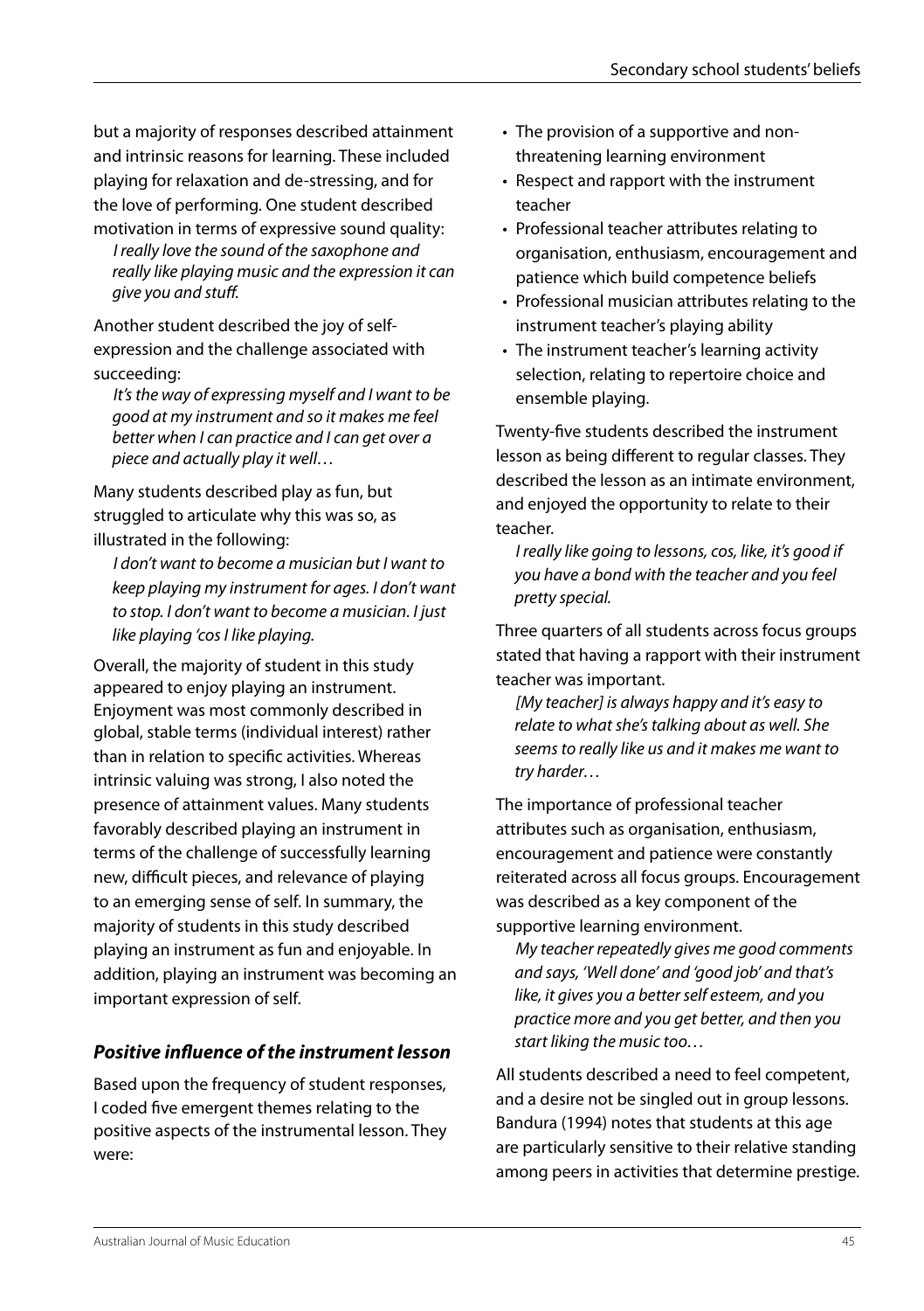but a majority of responses described attainment and intrinsic reasons for learning. These included playing for relaxation and de-stressing, and for the love of performing. One student described motivation in terms of expressive sound quality:

> *I really love the sound of the saxophone and really like playing music and the expression it can give you and stuff.*

Another student described the joy of self-expression and the challenge associated with succeeding:

> *It's the way of expressing myself and I want to be good at my instrument and so it makes me feel better when I can practice and I can get over a piece and actually play it well…*

Many students described play as fun, but struggled to articulate why this was so, as illustrated in the following:

> *I don't want to become a musician but I want to keep playing my instrument for ages. I don't want to stop. I don't want to become a musician. I just like playing 'cos I like playing.*

Overall, the majority of student in this study appeared to enjoy playing an instrument. Enjoyment was most commonly described in global, stable terms (individual interest) rather than in relation to specific activities. Whereas intrinsic valuing was strong, I also noted the presence of attainment values. Many students favorably described playing an instrument in terms of the challenge of successfully learning new, difficult pieces, and relevance of playing to an emerging sense of self. In summary, the majority of students in this study described playing an instrument as fun and enjoyable. In addition, playing an instrument was becoming an important expression of self.

### *Positive influence of the instrument lesson*

Based upon the frequency of student responses, I coded five emergent themes relating to the positive aspects of the instrumental lesson. They were:

- The provision of a supportive and non-threatening learning environment
- Respect and rapport with the instrument teacher
- Professional teacher attributes relating to organisation, enthusiasm, encouragement and patience which build competence beliefs
- Professional musician attributes relating to the instrument teacher's playing ability
- The instrument teacher's learning activity selection, relating to repertoire choice and ensemble playing.

Twenty-five students described the instrument lesson as being different to regular classes. They described the lesson as an intimate environment, and enjoyed the opportunity to relate to their teacher.

> *I really like going to lessons, cos, like, it's good if you have a bond with the teacher and you feel pretty special.*

Three quarters of all students across focus groups stated that having a rapport with their instrument teacher was important.

> *[My teacher] is always happy and it's easy to relate to what she's talking about as well. She seems to really like us and it makes me want to try harder…*

The importance of professional teacher attributes such as organisation, enthusiasm, encouragement and patience were constantly reiterated across all focus groups. Encouragement was described as a key component of the supportive learning environment.

> *My teacher repeatedly gives me good comments and says, 'Well done' and 'good job' and that's like, it gives you a better self esteem, and you practice more and you get better, and then you start liking the music too…*

All students described a need to feel competent, and a desire not be singled out in group lessons. Bandura (1994) notes that students at this age are particularly sensitive to their relative standing among peers in activities that determine prestige.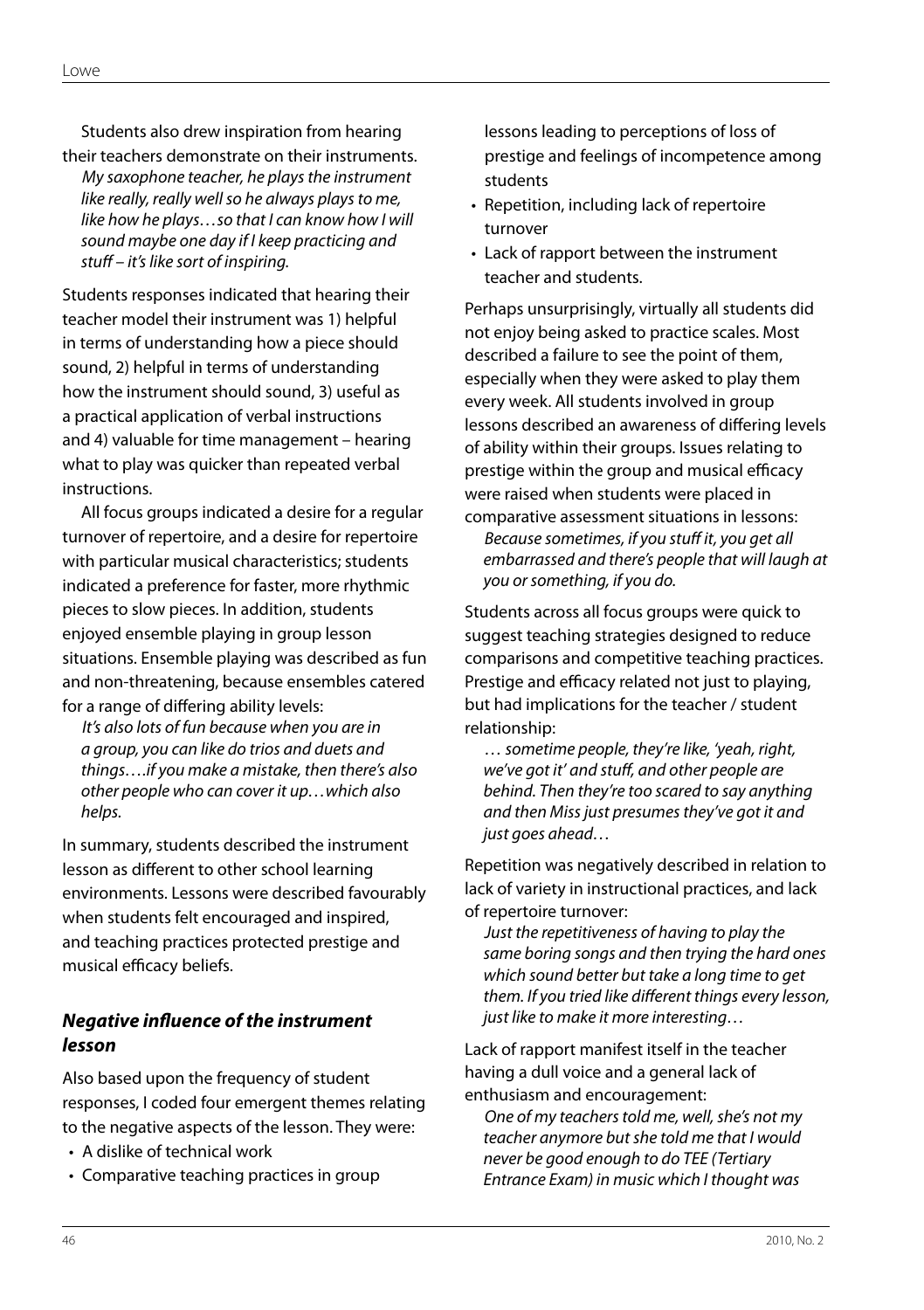Students also drew inspiration from hearing their teachers demonstrate on their instruments.

> *My saxophone teacher, he plays the instrument like really, really well so he always plays to me, like how he plays…so that I can know how I will sound maybe one day if I keep practicing and stuff – it's like sort of inspiring.*

Students responses indicated that hearing their teacher model their instrument was 1) helpful in terms of understanding how a piece should sound, 2) helpful in terms of understanding how the instrument should sound, 3) useful as a practical application of verbal instructions and 4) valuable for time management – hearing what to play was quicker than repeated verbal instructions.

All focus groups indicated a desire for a regular turnover of repertoire, and a desire for repertoire with particular musical characteristics; students indicated a preference for faster, more rhythmic pieces to slow pieces. In addition, students enjoyed ensemble playing in group lesson situations. Ensemble playing was described as fun and non-threatening, because ensembles catered for a range of differing ability levels:

> *It's also lots of fun because when you are in a group, you can like do trios and duets and things….if you make a mistake, then there's also other people who can cover it up…which also helps.*

In summary, students described the instrument lesson as different to other school learning environments. Lessons were described favourably when students felt encouraged and inspired, and teaching practices protected prestige and musical efficacy beliefs.

### *Negative influence of the instrument lesson*

Also based upon the frequency of student responses, I coded four emergent themes relating to the negative aspects of the lesson. They were:

- A dislike of technical work
- Comparative teaching practices in group lessons leading to perceptions of loss of prestige and feelings of incompetence among students
- Repetition, including lack of repertoire turnover
- Lack of rapport between the instrument teacher and students.

Perhaps unsurprisingly, virtually all students did not enjoy being asked to practice scales. Most described a failure to see the point of them, especially when they were asked to play them every week. All students involved in group lessons described an awareness of differing levels of ability within their groups. Issues relating to prestige within the group and musical efficacy were raised when students were placed in comparative assessment situations in lessons:

> *Because sometimes, if you stuff it, you get all embarrassed and there's people that will laugh at you or something, if you do.*

Students across all focus groups were quick to suggest teaching strategies designed to reduce comparisons and competitive teaching practices. Prestige and efficacy related not just to playing, but had implications for the teacher / student relationship:

> *… sometime people, they're like, 'yeah, right, we've got it' and stuff, and other people are behind. Then they're too scared to say anything and then Miss just presumes they've got it and just goes ahead…*

Repetition was negatively described in relation to lack of variety in instructional practices, and lack of repertoire turnover:

> *Just the repetitiveness of having to play the same boring songs and then trying the hard ones which sound better but take a long time to get them. If you tried like different things every lesson, just like to make it more interesting…*

Lack of rapport manifest itself in the teacher having a dull voice and a general lack of enthusiasm and encouragement:

> *One of my teachers told me, well, she's not my teacher anymore but she told me that I would never be good enough to do TEE (Tertiary Entrance Exam) in music which I thought was*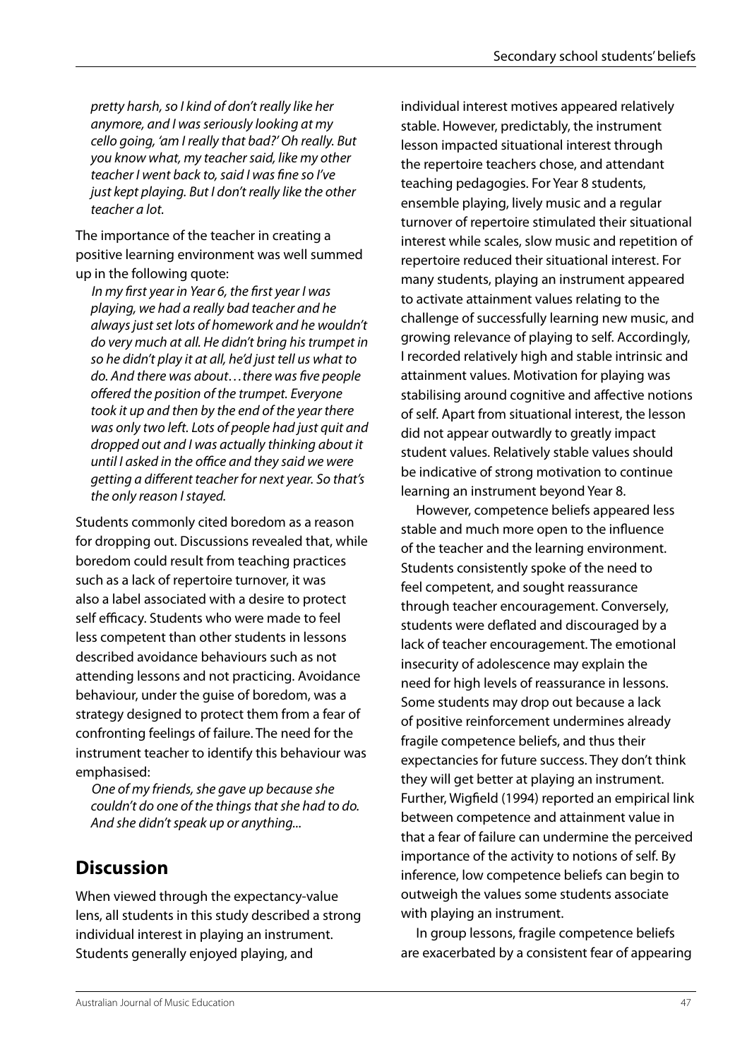*pretty harsh, so I kind of don't really like her anymore, and I was seriously looking at my cello going, 'am I really that bad?' Oh really. But you know what, my teacher said, like my other teacher I went back to, said I was fine so I've just kept playing. But I don't really like the other teacher a lot.*

The importance of the teacher in creating a positive learning environment was well summed up in the following quote:

*In my first year in Year 6, the first year I was playing, we had a really bad teacher and he always just set lots of homework and he wouldn't do very much at all. He didn't bring his trumpet in so he didn't play it at all, he'd just tell us what to do. And there was about…there was five people offered the position of the trumpet. Everyone took it up and then by the end of the year there was only two left. Lots of people had just quit and dropped out and I was actually thinking about it until I asked in the office and they said we were getting a different teacher for next year. So that's the only reason I stayed.*

Students commonly cited boredom as a reason for dropping out. Discussions revealed that, while boredom could result from teaching practices such as a lack of repertoire turnover, it was also a label associated with a desire to protect self efficacy. Students who were made to feel less competent than other students in lessons described avoidance behaviours such as not attending lessons and not practicing. Avoidance behaviour, under the guise of boredom, was a strategy designed to protect them from a fear of confronting feelings of failure. The need for the instrument teacher to identify this behaviour was emphasised:

*One of my friends, she gave up because she couldn't do one of the things that she had to do. And she didn't speak up or anything...*

## Discussion

When viewed through the expectancy-value lens, all students in this study described a strong individual interest in playing an instrument. Students generally enjoyed playing, and individual interest motives appeared relatively stable. However, predictably, the instrument lesson impacted situational interest through the repertoire teachers chose, and attendant teaching pedagogies. For Year 8 students, ensemble playing, lively music and a regular turnover of repertoire stimulated their situational interest while scales, slow music and repetition of repertoire reduced their situational interest. For many students, playing an instrument appeared to activate attainment values relating to the challenge of successfully learning new music, and growing relevance of playing to self. Accordingly, I recorded relatively high and stable intrinsic and attainment values. Motivation for playing was stabilising around cognitive and affective notions of self. Apart from situational interest, the lesson did not appear outwardly to greatly impact student values. Relatively stable values should be indicative of strong motivation to continue learning an instrument beyond Year 8.

However, competence beliefs appeared less stable and much more open to the influence of the teacher and the learning environment. Students consistently spoke of the need to feel competent, and sought reassurance through teacher encouragement. Conversely, students were deflated and discouraged by a lack of teacher encouragement. The emotional insecurity of adolescence may explain the need for high levels of reassurance in lessons. Some students may drop out because a lack of positive reinforcement undermines already fragile competence beliefs, and thus their expectancies for future success. They don't think they will get better at playing an instrument. Further, Wigfield (1994) reported an empirical link between competence and attainment value in that a fear of failure can undermine the perceived importance of the activity to notions of self. By inference, low competence beliefs can begin to outweigh the values some students associate with playing an instrument.

In group lessons, fragile competence beliefs are exacerbated by a consistent fear of appearing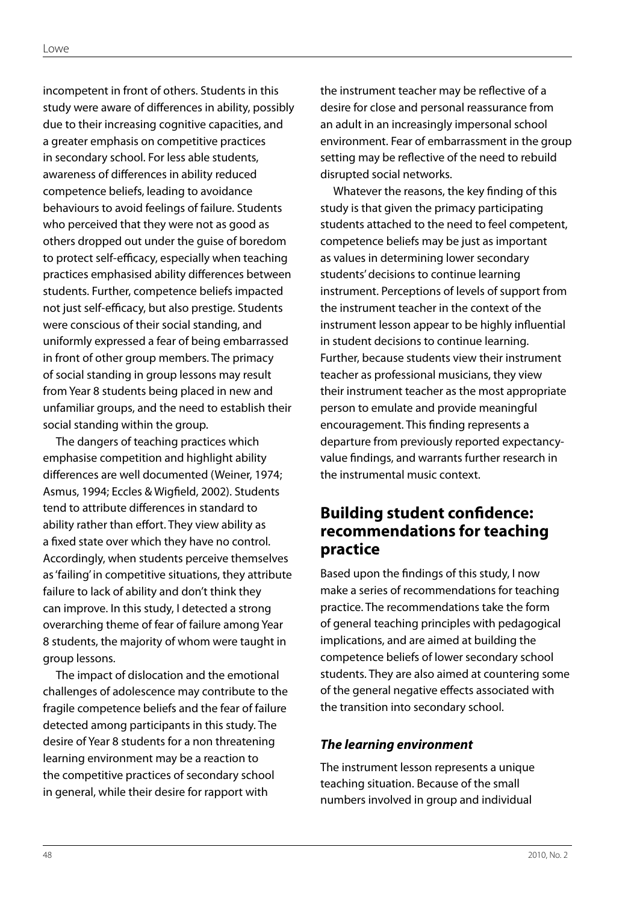incompetent in front of others. Students in this study were aware of differences in ability, possibly due to their increasing cognitive capacities, and a greater emphasis on competitive practices in secondary school. For less able students, awareness of differences in ability reduced competence beliefs, leading to avoidance behaviours to avoid feelings of failure. Students who perceived that they were not as good as others dropped out under the guise of boredom to protect self-efficacy, especially when teaching practices emphasised ability differences between students. Further, competence beliefs impacted not just self-efficacy, but also prestige. Students were conscious of their social standing, and uniformly expressed a fear of being embarrassed in front of other group members. The primacy of social standing in group lessons may result from Year 8 students being placed in new and unfamiliar groups, and the need to establish their social standing within the group.

The dangers of teaching practices which emphasise competition and highlight ability differences are well documented (Weiner, 1974; Asmus, 1994; Eccles & Wigfield, 2002). Students tend to attribute differences in standard to ability rather than effort. They view ability as a fixed state over which they have no control. Accordingly, when students perceive themselves as 'failing' in competitive situations, they attribute failure to lack of ability and don't think they can improve. In this study, I detected a strong overarching theme of fear of failure among Year 8 students, the majority of whom were taught in group lessons.

The impact of dislocation and the emotional challenges of adolescence may contribute to the fragile competence beliefs and the fear of failure detected among participants in this study. The desire of Year 8 students for a non threatening learning environment may be a reaction to the competitive practices of secondary school in general, while their desire for rapport with the instrument teacher may be reflective of a desire for close and personal reassurance from an adult in an increasingly impersonal school environment. Fear of embarrassment in the group setting may be reflective of the need to rebuild disrupted social networks.

Whatever the reasons, the key finding of this study is that given the primacy participating students attached to the need to feel competent, competence beliefs may be just as important as values in determining lower secondary students' decisions to continue learning instrument. Perceptions of levels of support from the instrument teacher in the context of the instrument lesson appear to be highly influential in student decisions to continue learning. Further, because students view their instrument teacher as professional musicians, they view their instrument teacher as the most appropriate person to emulate and provide meaningful encouragement. This finding represents a departure from previously reported expectancy-value findings, and warrants further research in the instrumental music context.

## Building student confidence: recommendations for teaching practice

Based upon the findings of this study, I now make a series of recommendations for teaching practice. The recommendations take the form of general teaching principles with pedagogical implications, and are aimed at building the competence beliefs of lower secondary school students. They are also aimed at countering some of the general negative effects associated with the transition into secondary school.

### *The learning environment*

The instrument lesson represents a unique teaching situation. Because of the small numbers involved in group and individual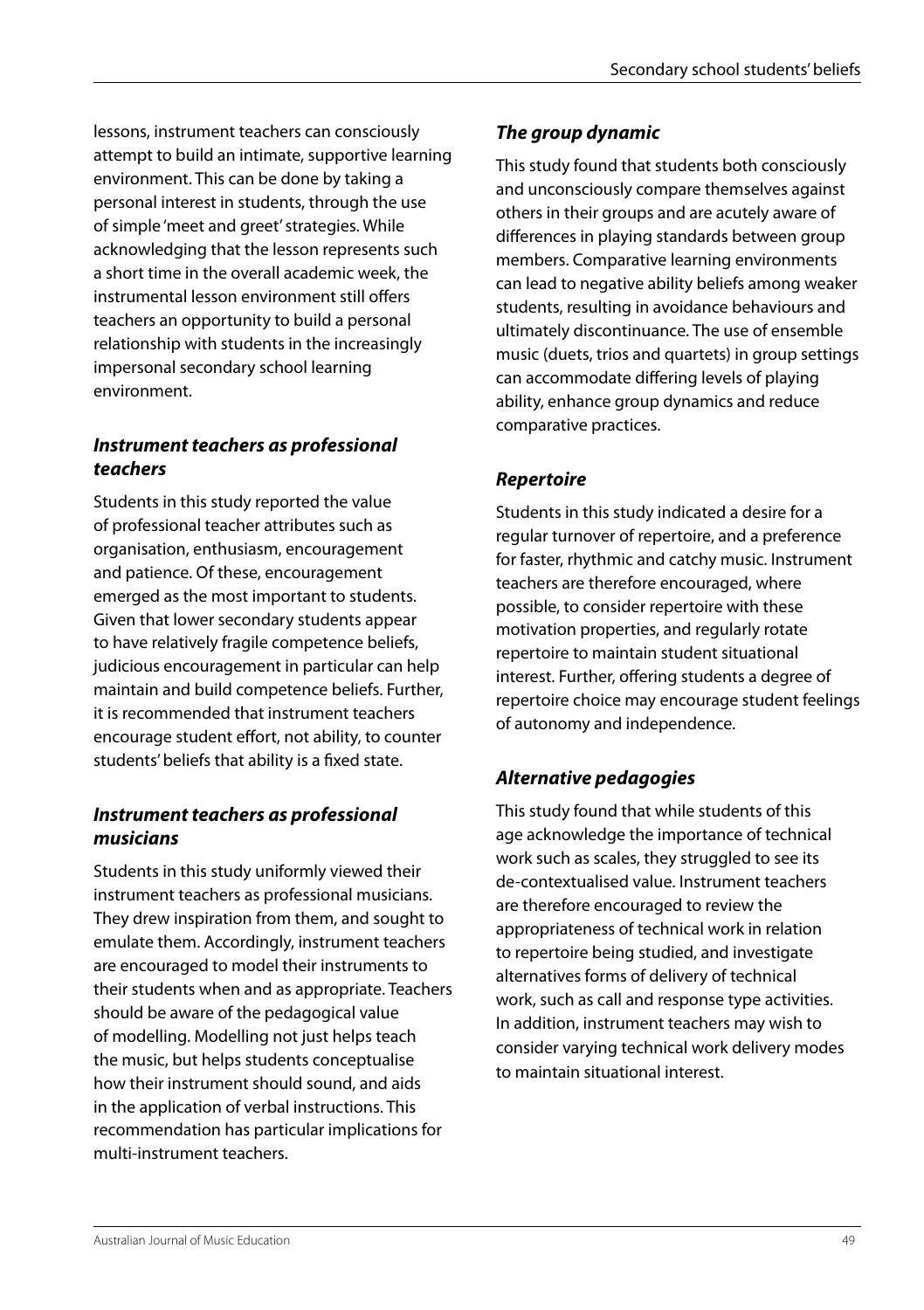lessons, instrument teachers can consciously attempt to build an intimate, supportive learning environment. This can be done by taking a personal interest in students, through the use of simple 'meet and greet' strategies. While acknowledging that the lesson represents such a short time in the overall academic week, the instrumental lesson environment still offers teachers an opportunity to build a personal relationship with students in the increasingly impersonal secondary school learning environment.

### *Instrument teachers as professional teachers*

Students in this study reported the value of professional teacher attributes such as organisation, enthusiasm, encouragement and patience. Of these, encouragement emerged as the most important to students. Given that lower secondary students appear to have relatively fragile competence beliefs, judicious encouragement in particular can help maintain and build competence beliefs. Further, it is recommended that instrument teachers encourage student effort, not ability, to counter students' beliefs that ability is a fixed state.

### *Instrument teachers as professional musicians*

Students in this study uniformly viewed their instrument teachers as professional musicians. They drew inspiration from them, and sought to emulate them. Accordingly, instrument teachers are encouraged to model their instruments to their students when and as appropriate. Teachers should be aware of the pedagogical value of modelling. Modelling not just helps teach the music, but helps students conceptualise how their instrument should sound, and aids in the application of verbal instructions. This recommendation has particular implications for multi-instrument teachers.

### *The group dynamic*

This study found that students both consciously and unconsciously compare themselves against others in their groups and are acutely aware of differences in playing standards between group members. Comparative learning environments can lead to negative ability beliefs among weaker students, resulting in avoidance behaviours and ultimately discontinuance. The use of ensemble music (duets, trios and quartets) in group settings can accommodate differing levels of playing ability, enhance group dynamics and reduce comparative practices.

### *Repertoire*

Students in this study indicated a desire for a regular turnover of repertoire, and a preference for faster, rhythmic and catchy music. Instrument teachers are therefore encouraged, where possible, to consider repertoire with these motivation properties, and regularly rotate repertoire to maintain student situational interest. Further, offering students a degree of repertoire choice may encourage student feelings of autonomy and independence.

### *Alternative pedagogies*

This study found that while students of this age acknowledge the importance of technical work such as scales, they struggled to see its de-contextualised value. Instrument teachers are therefore encouraged to review the appropriateness of technical work in relation to repertoire being studied, and investigate alternatives forms of delivery of technical work, such as call and response type activities. In addition, instrument teachers may wish to consider varying technical work delivery modes to maintain situational interest.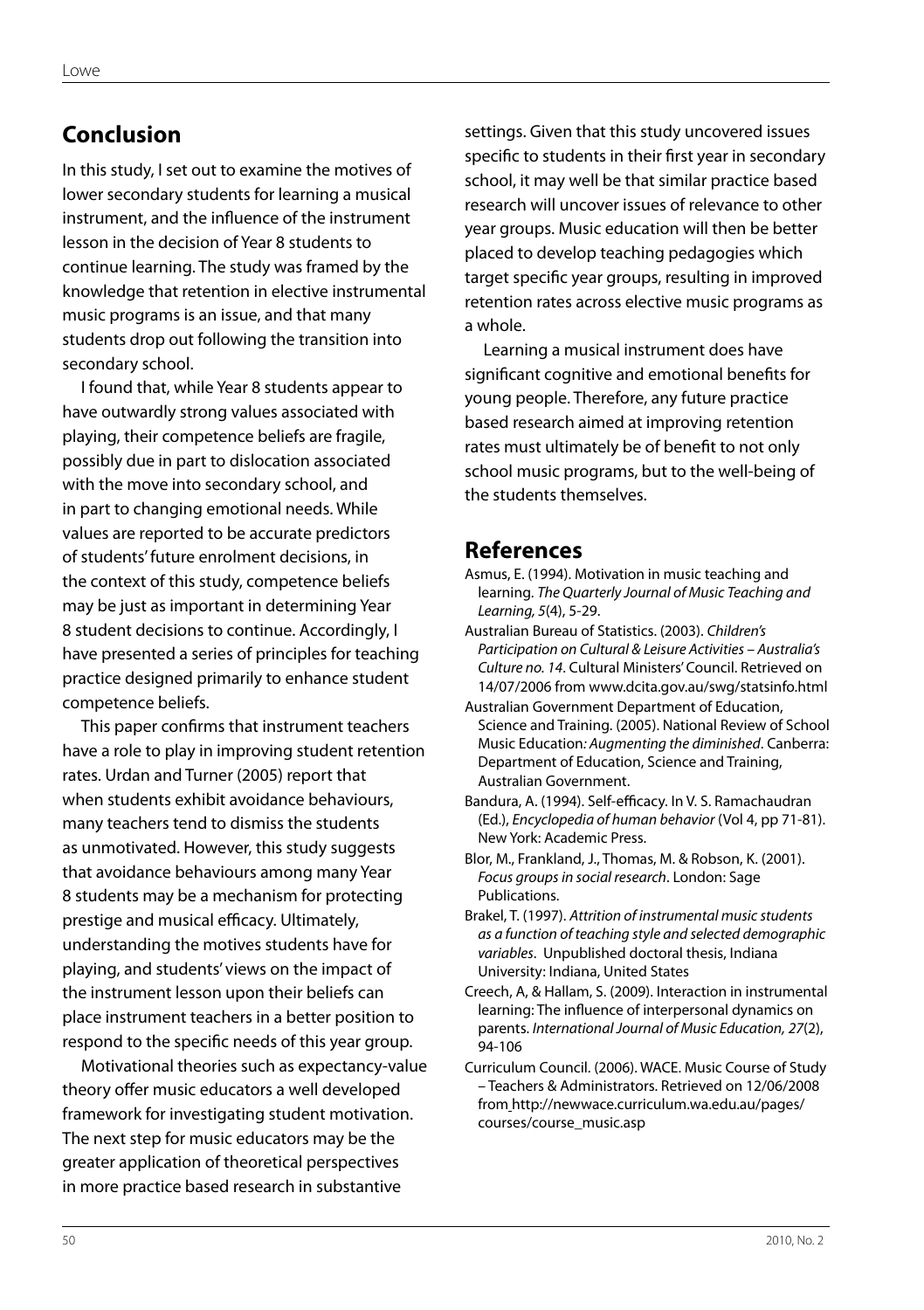## Conclusion

In this study, I set out to examine the motives of lower secondary students for learning a musical instrument, and the influence of the instrument lesson in the decision of Year 8 students to continue learning. The study was framed by the knowledge that retention in elective instrumental music programs is an issue, and that many students drop out following the transition into secondary school.

I found that, while Year 8 students appear to have outwardly strong values associated with playing, their competence beliefs are fragile, possibly due in part to dislocation associated with the move into secondary school, and in part to changing emotional needs. While values are reported to be accurate predictors of students' future enrolment decisions, in the context of this study, competence beliefs may be just as important in determining Year 8 student decisions to continue. Accordingly, I have presented a series of principles for teaching practice designed primarily to enhance student competence beliefs.

This paper confirms that instrument teachers have a role to play in improving student retention rates. Urdan and Turner (2005) report that when students exhibit avoidance behaviours, many teachers tend to dismiss the students as unmotivated. However, this study suggests that avoidance behaviours among many Year 8 students may be a mechanism for protecting prestige and musical efficacy. Ultimately, understanding the motives students have for playing, and students' views on the impact of the instrument lesson upon their beliefs can place instrument teachers in a better position to respond to the specific needs of this year group.

Motivational theories such as expectancy-value theory offer music educators a well developed framework for investigating student motivation. The next step for music educators may be the greater application of theoretical perspectives in more practice based research in substantive settings. Given that this study uncovered issues specific to students in their first year in secondary school, it may well be that similar practice based research will uncover issues of relevance to other year groups. Music education will then be better placed to develop teaching pedagogies which target specific year groups, resulting in improved retention rates across elective music programs as a whole.

Learning a musical instrument does have significant cognitive and emotional benefits for young people. Therefore, any future practice based research aimed at improving retention rates must ultimately be of benefit to not only school music programs, but to the well-being of the students themselves.

## References

Asmus, E. (1994). Motivation in music teaching and learning. *The Quarterly Journal of Music Teaching and Learning, 5*(4), 5-29.

Australian Bureau of Statistics. (2003). *Children's Participation on Cultural & Leisure Activities – Australia's Culture no. 14*. Cultural Ministers' Council. Retrieved on 14/07/2006 from www.dcita.gov.au/swg/statsinfo.html

Australian Government Department of Education, Science and Training. (2005). National Review of School Music Education*: Augmenting the diminished*. Canberra: Department of Education, Science and Training, Australian Government.

Bandura, A. (1994). Self-efficacy. In V. S. Ramachaudran (Ed.), *Encyclopedia of human behavior* (Vol 4, pp 71-81). New York: Academic Press.

Blor, M., Frankland, J., Thomas, M. & Robson, K. (2001). *Focus groups in social research*. London: Sage Publications.

Brakel, T. (1997). *Attrition of instrumental music students as a function of teaching style and selected demographic variables*. Unpublished doctoral thesis, Indiana University: Indiana, United States

Creech, A, & Hallam, S. (2009). Interaction in instrumental learning: The influence of interpersonal dynamics on parents. *International Journal of Music Education, 27*(2), 94-106

Curriculum Council. (2006). WACE. Music Course of Study – Teachers & Administrators. Retrieved on 12/06/2008 from http://newwace.curriculum.wa.edu.au/pages/courses/course_music.asp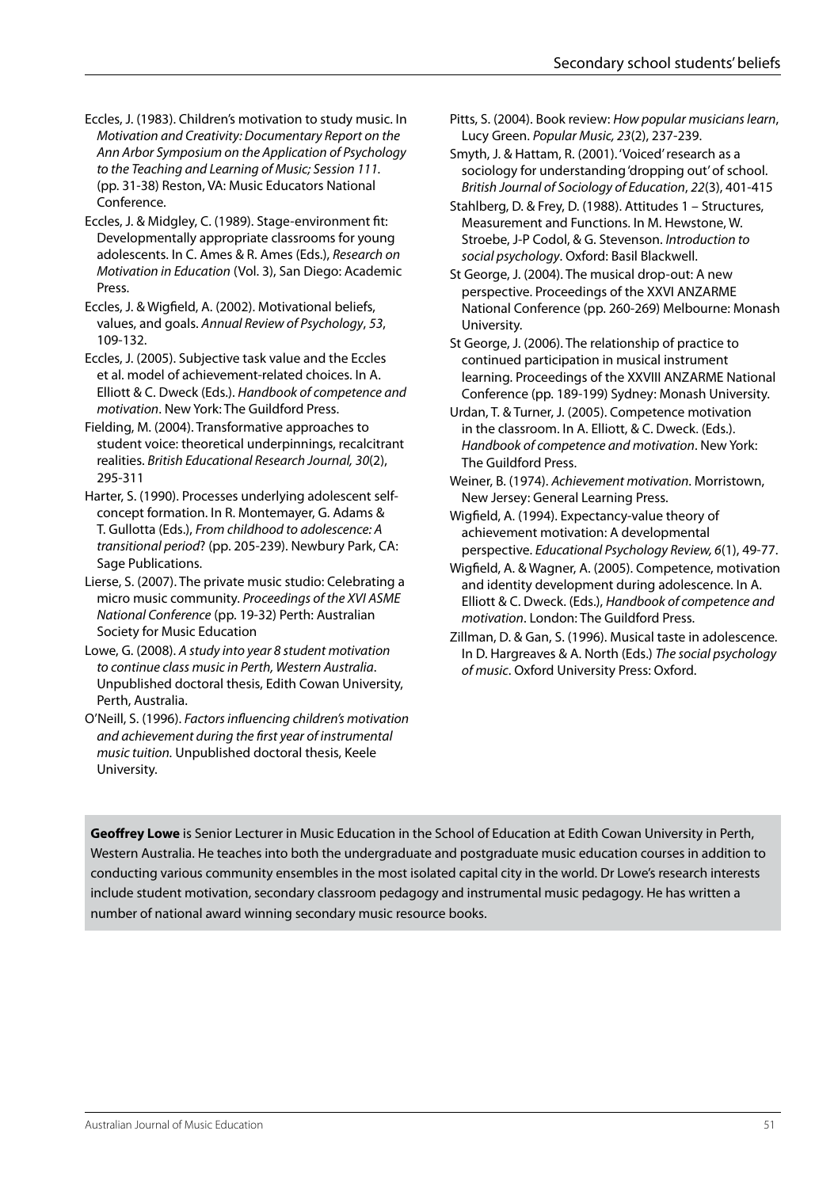Eccles, J. (1983). Children's motivation to study music. In *Motivation and Creativity: Documentary Report on the Ann Arbor Symposium on the Application of Psychology to the Teaching and Learning of Music; Session 111*. (pp. 31-38) Reston, VA: Music Educators National Conference.

Eccles, J. & Midgley, C. (1989). Stage-environment fit: Developmentally appropriate classrooms for young adolescents. In C. Ames & R. Ames (Eds.), *Research on Motivation in Education* (Vol. 3), San Diego: Academic Press.

Eccles, J. & Wigfield, A. (2002). Motivational beliefs, values, and goals. *Annual Review of Psychology*, *53*, 109-132.

Eccles, J. (2005). Subjective task value and the Eccles et al. model of achievement-related choices. In A. Elliott & C. Dweck (Eds.). *Handbook of competence and motivation*. New York: The Guildford Press.

Fielding, M. (2004). Transformative approaches to student voice: theoretical underpinnings, recalcitrant realities. *British Educational Research Journal, 30*(2), 295-311

Harter, S. (1990). Processes underlying adolescent self-concept formation. In R. Montemayer, G. Adams & T. Gullotta (Eds.), *From childhood to adolescence: A transitional period*? (pp. 205-239). Newbury Park, CA: Sage Publications.

Lierse, S. (2007). The private music studio: Celebrating a micro music community. *Proceedings of the XVI ASME National Conference* (pp. 19-32) Perth: Australian Society for Music Education

Lowe, G. (2008). *A study into year 8 student motivation to continue class music in Perth, Western Australia*. Unpublished doctoral thesis, Edith Cowan University, Perth, Australia.

O'Neill, S. (1996). *Factors influencing children's motivation and achievement during the first year of instrumental music tuition.* Unpublished doctoral thesis, Keele University.

Pitts, S. (2004). Book review: *How popular musicians learn*, Lucy Green. *Popular Music, 23*(2), 237-239.

Smyth, J. & Hattam, R. (2001). 'Voiced' research as a sociology for understanding 'dropping out' of school. *British Journal of Sociology of Education*, *22*(3), 401-415

Stahlberg, D. & Frey, D. (1988). Attitudes 1 – Structures, Measurement and Functions. In M. Hewstone, W. Stroebe, J-P Codol, & G. Stevenson. *Introduction to social psychology*. Oxford: Basil Blackwell.

St George, J. (2004). The musical drop-out: A new perspective. Proceedings of the XXVI ANZARME National Conference (pp. 260-269) Melbourne: Monash University.

St George, J. (2006). The relationship of practice to continued participation in musical instrument learning. Proceedings of the XXVIII ANZARME National Conference (pp. 189-199) Sydney: Monash University.

Urdan, T. & Turner, J. (2005). Competence motivation in the classroom. In A. Elliott, & C. Dweck. (Eds.). *Handbook of competence and motivation*. New York: The Guildford Press.

Weiner, B. (1974). *Achievement motivation*. Morristown, New Jersey: General Learning Press.

Wigfield, A. (1994). Expectancy-value theory of achievement motivation: A developmental perspective. *Educational Psychology Review, 6*(1), 49-77.

Wigfield, A. & Wagner, A. (2005). Competence, motivation and identity development during adolescence. In A. Elliott & C. Dweck. (Eds.), *Handbook of competence and motivation*. London: The Guildford Press.

Zillman, D. & Gan, S. (1996). Musical taste in adolescence. In D. Hargreaves & A. North (Eds.) *The social psychology of music*. Oxford University Press: Oxford.

**Geoffrey Lowe** is Senior Lecturer in Music Education in the School of Education at Edith Cowan University in Perth, Western Australia. He teaches into both the undergraduate and postgraduate music education courses in addition to conducting various community ensembles in the most isolated capital city in the world. Dr Lowe's research interests include student motivation, secondary classroom pedagogy and instrumental music pedagogy. He has written a number of national award winning secondary music resource books.